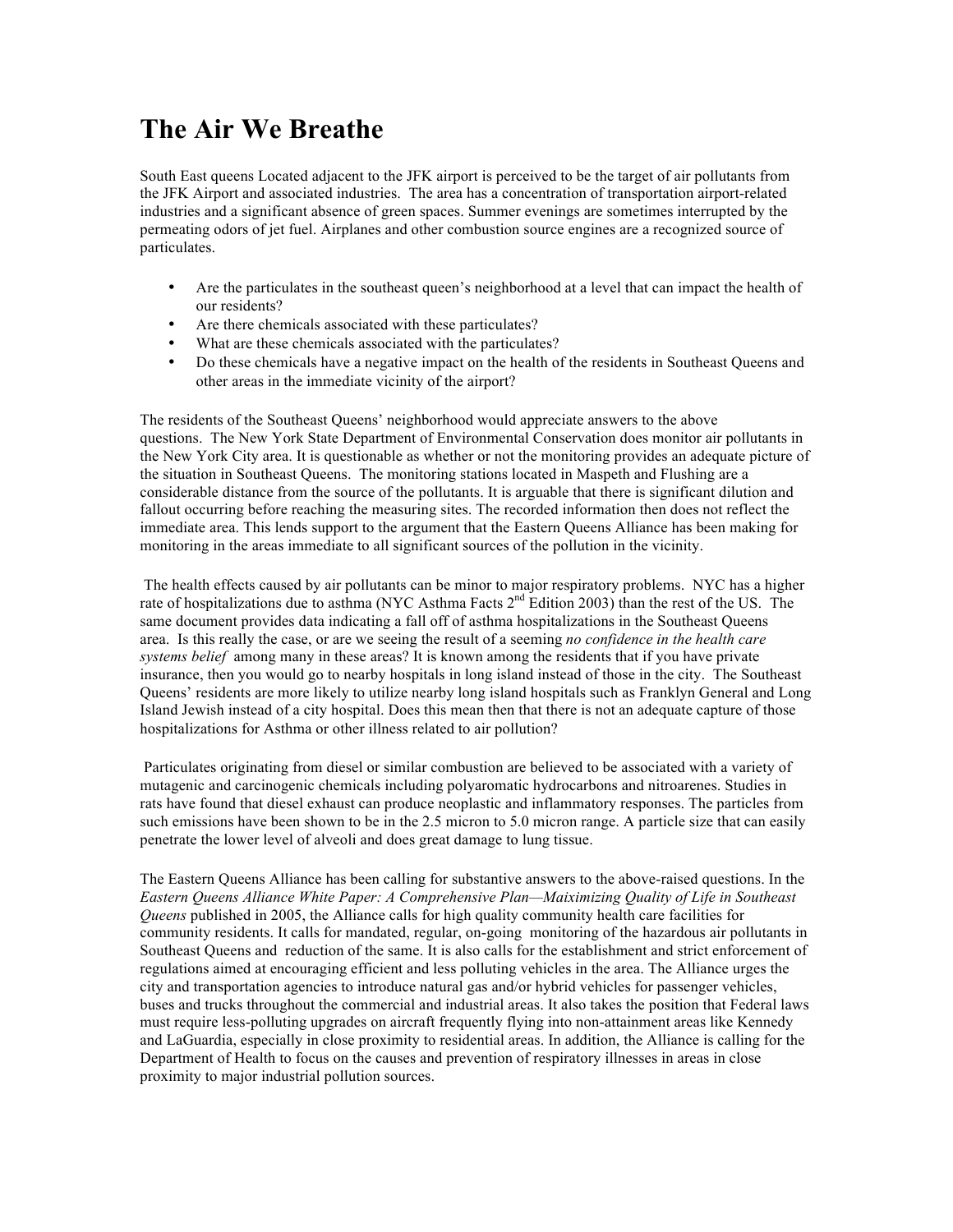# The Air We Breathe

South East queens Located adjacent to the JFK airport is perceived to be the target of air pollutants from the JFK Airport and associated industries. The area has a concentration of transportation airport-related industries and a significant absence of green spaces. Summer evenings are sometimes interrupted by the permeating odors of jet fuel. Airplanes and other combustion source engines are a recognized source of particulates.

- Are the particulates in the southeast queen's neighborhood at a level that can impact the health of our residents?
- Are there chemicals associated with these particulates?
- What are these chemicals associated with the particulates?
- Do these chemicals have a negative impact on the health of the residents in Southeast Queens and other areas in the immediate vicinity of the airport?

The residents of the Southeast Queens' neighborhood would appreciate answers to the above questions. The New York State Department of Environmental Conservation does monitor air pollutants in the New York City area. It is questionable as whether or not the monitoring provides an adequate picture of the situation in Southeast Queens. The monitoring stations located in Maspeth and Flushing are a considerable distance from the source of the pollutants. It is arguable that there is significant dilution and fallout occurring before reaching the measuring sites. The recorded information then does not reflect the immediate area. This lends support to the argument that the Eastern Queens Alliance has been making for monitoring in the areas immediate to all significant sources of the pollution in the vicinity.

The health effects caused by air pollutants can be minor to major respiratory problems. NYC has a higher rate of hospitalizations due to asthma (NYC Asthma Facts 2nd Edition 2003) than the rest of the US. The same document provides data indicating a fall off of asthma hospitalizations in the Southeast Queens area. Is this really the case, or are we seeing the result of a seeming *no confidence in the health care systems belief* among many in these areas? It is known among the residents that if you have private insurance, then you would go to nearby hospitals in long island instead of those in the city. The Southeast Queens' residents are more likely to utilize nearby long island hospitals such as Franklyn General and Long Island Jewish instead of a city hospital. Does this mean then that there is not an adequate capture of those hospitalizations for Asthma or other illness related to air pollution?

Particulates originating from diesel or similar combustion are believed to be associated with a variety of mutagenic and carcinogenic chemicals including polyaromatic hydrocarbons and nitroarenes. Studies in rats have found that diesel exhaust can produce neoplastic and inflammatory responses. The particles from such emissions have been shown to be in the 2.5 micron to 5.0 micron range. A particle size that can easily penetrate the lower level of alveoli and does great damage to lung tissue.

The Eastern Queens Alliance has been calling for substantive answers to the above-raised questions. In the *Eastern Queens Alliance White Paper: A Comprehensive Plan—Maiximizing Quality of Life in Southeast Queens* published in 2005, the Alliance calls for high quality community health care facilities for community residents. It calls for mandated, regular, on-going monitoring of the hazardous air pollutants in Southeast Queens and reduction of the same. It is also calls for the establishment and strict enforcement of regulations aimed at encouraging efficient and less polluting vehicles in the area. The Alliance urges the city and transportation agencies to introduce natural gas and/or hybrid vehicles for passenger vehicles, buses and trucks throughout the commercial and industrial areas. It also takes the position that Federal laws must require less-polluting upgrades on aircraft frequently flying into non-attainment areas like Kennedy and LaGuardia, especially in close proximity to residential areas. In addition, the Alliance is calling for the Department of Health to focus on the causes and prevention of respiratory illnesses in areas in close proximity to major industrial pollution sources.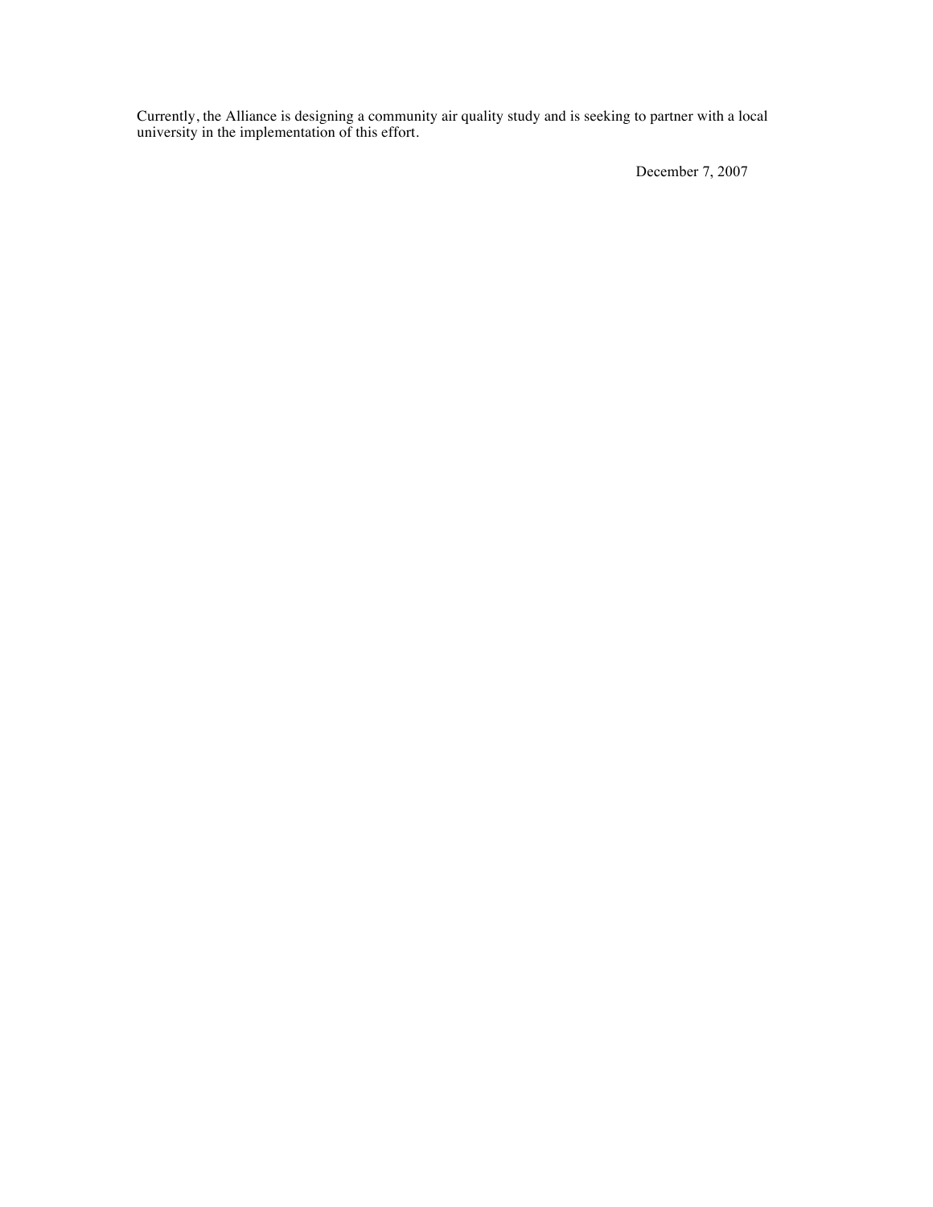Currently, the Alliance is designing a community air quality study and is seeking to partner with a local university in the implementation of this effort.

December 7, 2007